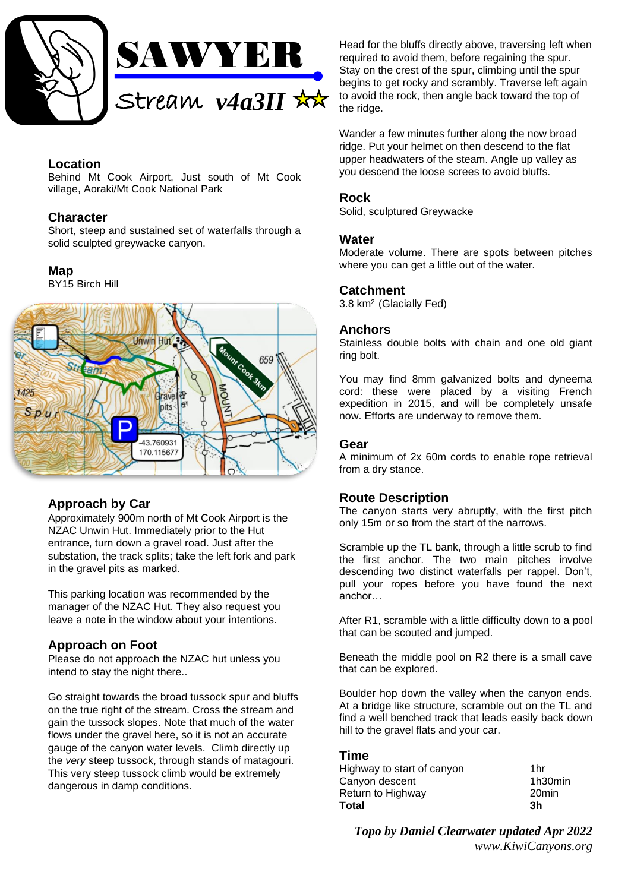# SAWYER

## Stream v4a3II ☆☆

### Location
Behind Mt Cook Airport, Just south of Mt Cook village, Aoraki/Mt Cook National Park

### Character
Short, steep and sustained set of waterfalls through a solid sculpted greywacke canyon.

### Map
BY15 Birch Hill

### Approach by Car
Approximately 900m north of Mt Cook Airport is the NZAC Unwin Hut. Immediately prior to the Hut entrance, turn down a gravel road. Just after the substation, the track splits; take the left fork and park in the gravel pits as marked.

This parking location was recommended by the manager of the NZAC Hut. They also request you leave a note in the window about your intentions.

### Approach on Foot
Please do not approach the NZAC hut unless you intend to stay the night there..

Go straight towards the broad tussock spur and bluffs on the true right of the stream. Cross the stream and gain the tussock slopes. Note that much of the water flows under the gravel here, so it is not an accurate gauge of the canyon water levels. Climb directly up the *very* steep tussock, through stands of matagouri. This very steep tussock climb would be extremely dangerous in damp conditions.

Head for the bluffs directly above, traversing left when required to avoid them, before regaining the spur. Stay on the crest of the spur, climbing until the spur begins to get rocky and scrambly. Traverse left again to avoid the rock, then angle back toward the top of the ridge.

Wander a few minutes further along the now broad ridge. Put your helmet on then descend to the flat upper headwaters of the steam. Angle up valley as you descend the loose screes to avoid bluffs.

### Rock
Solid, sculptured Greywacke

### Water
Moderate volume. There are spots between pitches where you can get a little out of the water.

### Catchment
3.8 km$^2$ (Glacially Fed)

### Anchors
Stainless double bolts with chain and one old giant ring bolt.

You may find 8mm galvanized bolts and dyneema cord: these were placed by a visiting French expedition in 2015, and will be completely unsafe now. Efforts are underway to remove them.

### Gear
A minimum of 2x 60m cords to enable rope retrieval from a dry stance.

### Route Description
The canyon starts very abruptly, with the first pitch only 15m or so from the start of the narrows.

Scramble up the TL bank, through a little scrub to find the first anchor. The two main pitches involve descending two distinct waterfalls per rappel. Don't, pull your ropes before you have found the next anchor…

After R1, scramble with a little difficulty down to a pool that can be scouted and jumped.

Beneath the middle pool on R2 there is a small cave that can be explored.

Boulder hop down the valley when the canyon ends. At a bridge like structure, scramble out on the TL and find a well benched track that leads easily back down hill to the gravel flats and your car.

### Time

| | |
|---|---|
| Highway to start of canyon | 1hr |
| Canyon descent | 1h30min |
| Return to Highway | 20min |
| **Total** | **3h** |

*Topo by Daniel Clearwater updated Apr 2022*
*www.KiwiCanyons.org*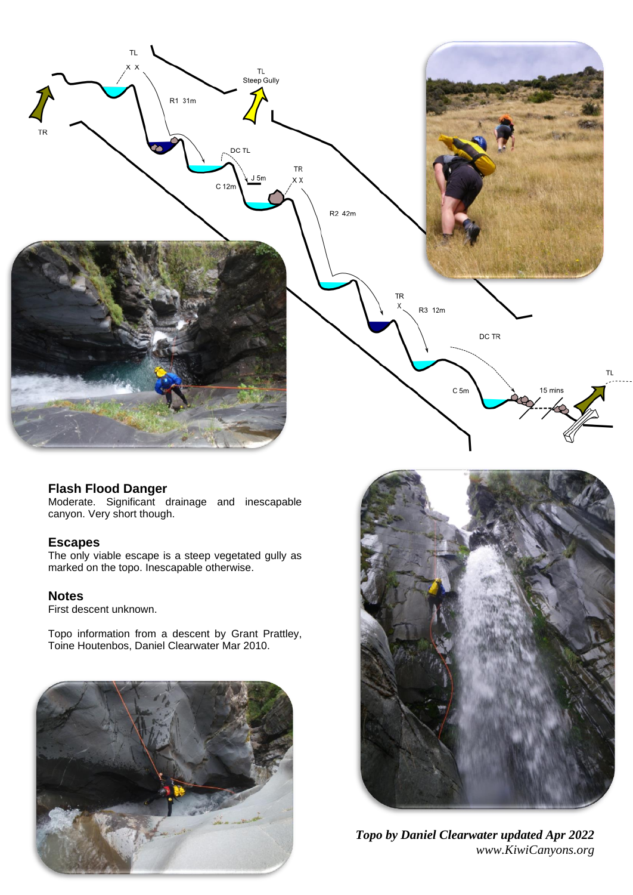TL

X X

TR

R1 31m

TL
Steep Gully

DC TL

J 5m

C 12m

TR
X X

R2 42m

TR
X

R3 12m

DC TR

C 5m

15 mins

TL

### Flash Flood Danger

Moderate. Significant drainage and inescapable canyon. Very short though.

### Escapes

The only viable escape is a steep vegetated gully as marked on the topo. Inescapable otherwise.

### Notes

First descent unknown.

Topo information from a descent by Grant Prattley, Toine Houtenbos, Daniel Clearwater Mar 2010.

***Topo by Daniel Clearwater updated Apr 2022***
*www.KiwiCanyons.org*